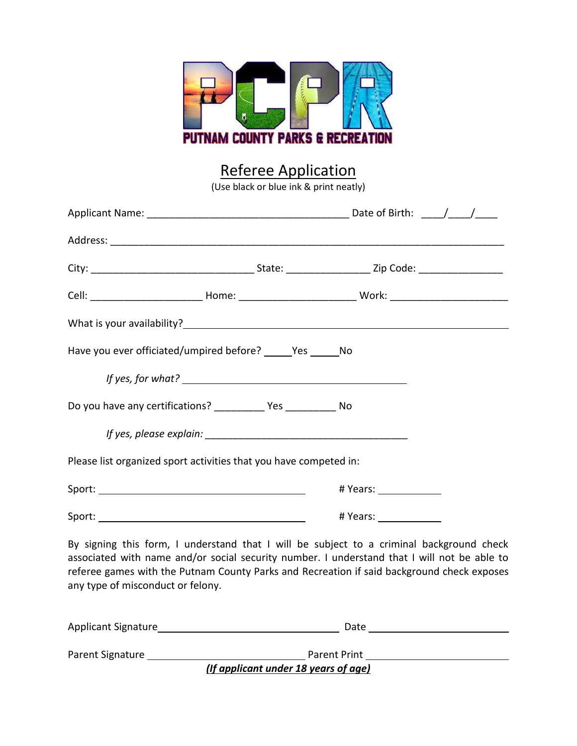PCPR

PUTNAM COUNTY PARKS & RECREATION

# Referee Application

(Use black or blue ink & print neatly)

Applicant Name: ____________________________________ Date of Birth: ____/____/____

Address: ______________________________________________________________________

City: _____________________________ State: ______________ Zip Code: ______________

Cell: ___________________ Home: ____________________ Work: ____________________

What is your availability? ______________________________________________________

Have you ever officiated/umpired before? _____Yes _____No

*If yes, for what?* ________________________________________

Do you have any certifications? _________ Yes _________ No

*If yes, please explain:* ____________________________________

Please list organized sport activities that you have competed in:

Sport: ______________________________________ # Years: ___________

Sport: ______________________________________ # Years: ___________

By signing this form, I understand that I will be subject to a criminal background check associated with name and/or social security number. I understand that I will not be able to referee games with the Putnam County Parks and Recreation if said background check exposes any type of misconduct or felony.

Applicant Signature_________________________________ Date ________________________

Parent Signature ____________________________ Parent Print __________________________

***(If applicant under 18 years of age)***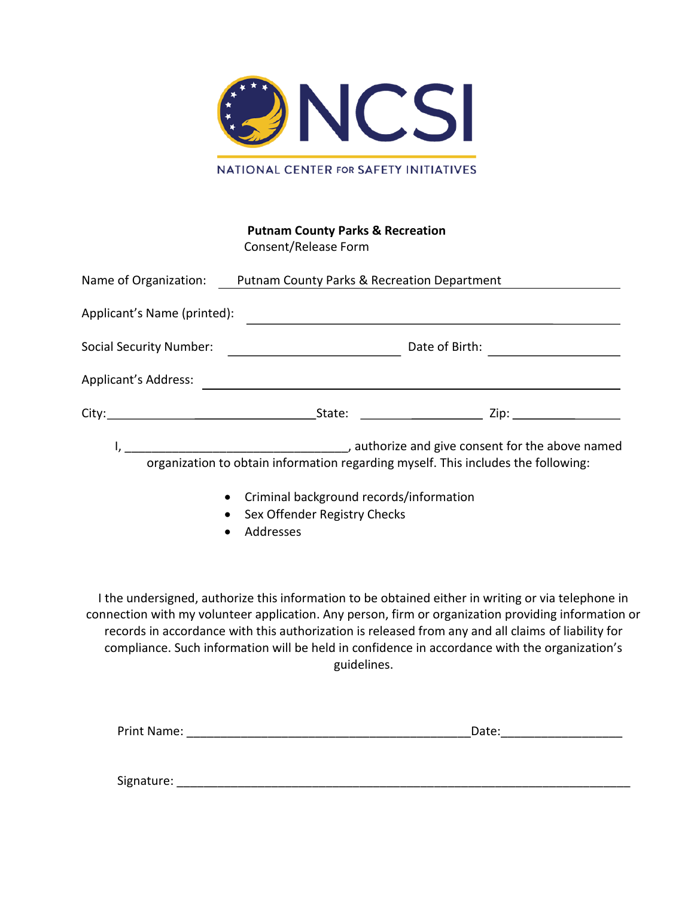NCSI

NATIONAL CENTER FOR SAFETY INITIATIVES

**Putnam County Parks & Recreation**

Consent/Release Form

Name of Organization: Putnam County Parks & Recreation Department

Applicant's Name (printed): ______________________________

Social Security Number: ____________________ Date of Birth: ______________

Applicant's Address: ______________________________

City: ____________________ State: ______________ Zip: ______________

I, ______________________________, authorize and give consent for the above named organization to obtain information regarding myself. This includes the following:

- Criminal background records/information
- Sex Offender Registry Checks
- Addresses

I the undersigned, authorize this information to be obtained either in writing or via telephone in connection with my volunteer application. Any person, firm or organization providing information or records in accordance with this authorization is released from any and all claims of liability for compliance. Such information will be held in confidence in accordance with the organization's guidelines.

Print Name: ______________________________ Date: ______________

Signature: ______________________________